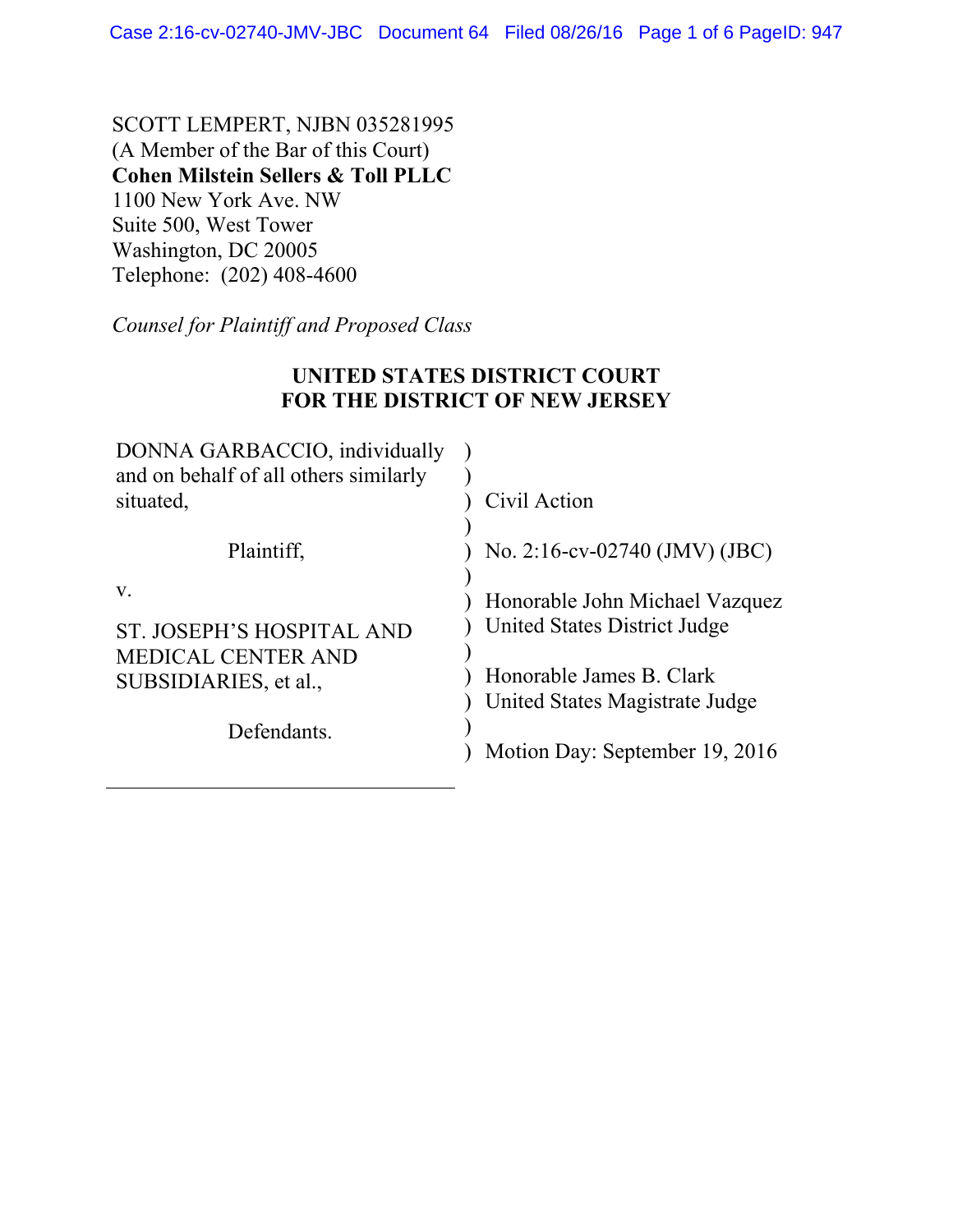SCOTT LEMPERT, NJBN 035281995
(A Member of the Bar of this Court)
**Cohen Milstein Sellers & Toll PLLC**
1100 New York Ave. NW
Suite 500, West Tower
Washington, DC 20005
Telephone: (202) 408-4600

*Counsel for Plaintiff and Proposed Class*

**UNITED STATES DISTRICT COURT**
**FOR THE DISTRICT OF NEW JERSEY**

| | |
|---|---|
| DONNA GARBACCIO, individually and on behalf of all others similarly situated, | Civil Action |
| Plaintiff, | No. 2:16-cv-02740 (JMV) (JBC) |
| v. | Honorable John Michael Vazquez United States District Judge |
| ST. JOSEPH'S HOSPITAL AND MEDICAL CENTER AND SUBSIDIARIES, et al., | Honorable James B. Clark United States Magistrate Judge |
| Defendants. | Motion Day: September 19, 2016 |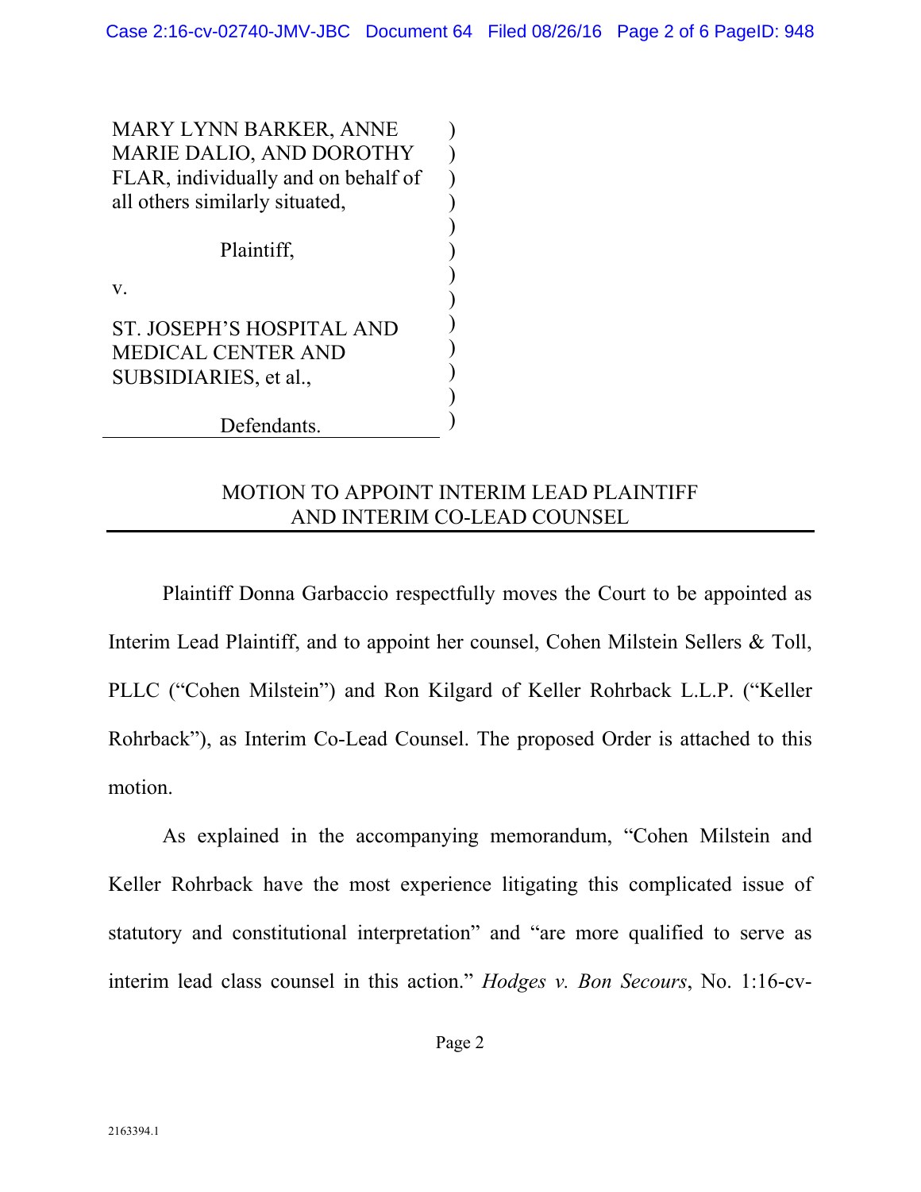MARY LYNN BARKER, ANNE MARIE DALIO, AND DOROTHY FLAR, individually and on behalf of all others similarly situated,

Plaintiff,

v.

ST. JOSEPH'S HOSPITAL AND MEDICAL CENTER AND SUBSIDIARIES, et al.,

Defendants.

## MOTION TO APPOINT INTERIM LEAD PLAINTIFF AND INTERIM CO-LEAD COUNSEL

Plaintiff Donna Garbaccio respectfully moves the Court to be appointed as Interim Lead Plaintiff, and to appoint her counsel, Cohen Milstein Sellers & Toll, PLLC ("Cohen Milstein") and Ron Kilgard of Keller Rohrback L.L.P. ("Keller Rohrback"), as Interim Co-Lead Counsel. The proposed Order is attached to this motion.

As explained in the accompanying memorandum, "Cohen Milstein and Keller Rohrback have the most experience litigating this complicated issue of statutory and constitutional interpretation" and "are more qualified to serve as interim lead class counsel in this action." *Hodges v. Bon Secours*, No. 1:16-cv-

2163394.1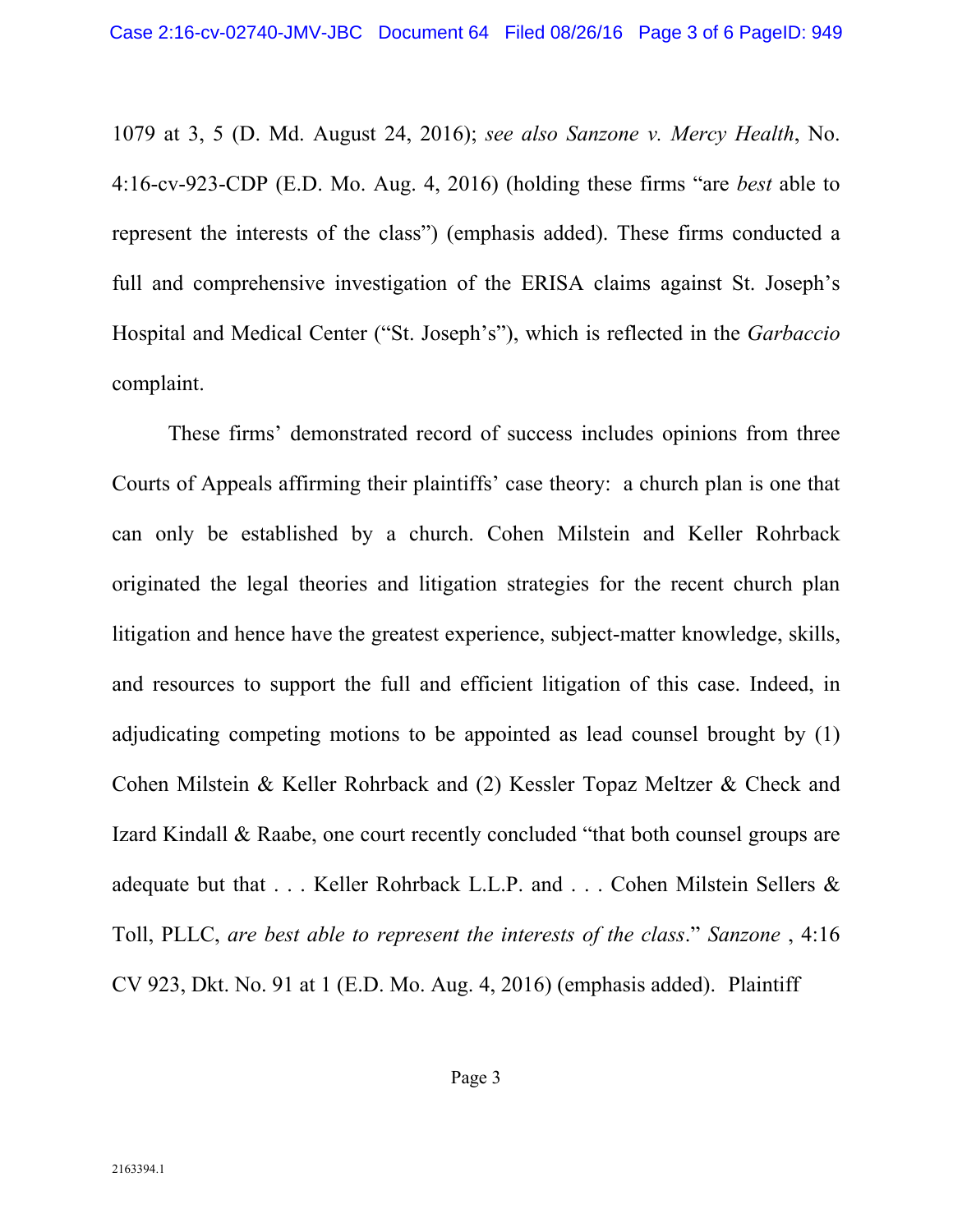1079 at 3, 5 (D. Md. August 24, 2016); *see also Sanzone v. Mercy Health*, No. 4:16-cv-923-CDP (E.D. Mo. Aug. 4, 2016) (holding these firms "are *best* able to represent the interests of the class") (emphasis added). These firms conducted a full and comprehensive investigation of the ERISA claims against St. Joseph's Hospital and Medical Center ("St. Joseph's"), which is reflected in the *Garbaccio* complaint.

These firms' demonstrated record of success includes opinions from three Courts of Appeals affirming their plaintiffs' case theory: a church plan is one that can only be established by a church. Cohen Milstein and Keller Rohrback originated the legal theories and litigation strategies for the recent church plan litigation and hence have the greatest experience, subject-matter knowledge, skills, and resources to support the full and efficient litigation of this case. Indeed, in adjudicating competing motions to be appointed as lead counsel brought by (1) Cohen Milstein & Keller Rohrback and (2) Kessler Topaz Meltzer & Check and Izard Kindall & Raabe, one court recently concluded "that both counsel groups are adequate but that . . . Keller Rohrback L.L.P. and . . . Cohen Milstein Sellers & Toll, PLLC, *are best able to represent the interests of the class*." *Sanzone* , 4:16 CV 923, Dkt. No. 91 at 1 (E.D. Mo. Aug. 4, 2016) (emphasis added). Plaintiff

2163394.1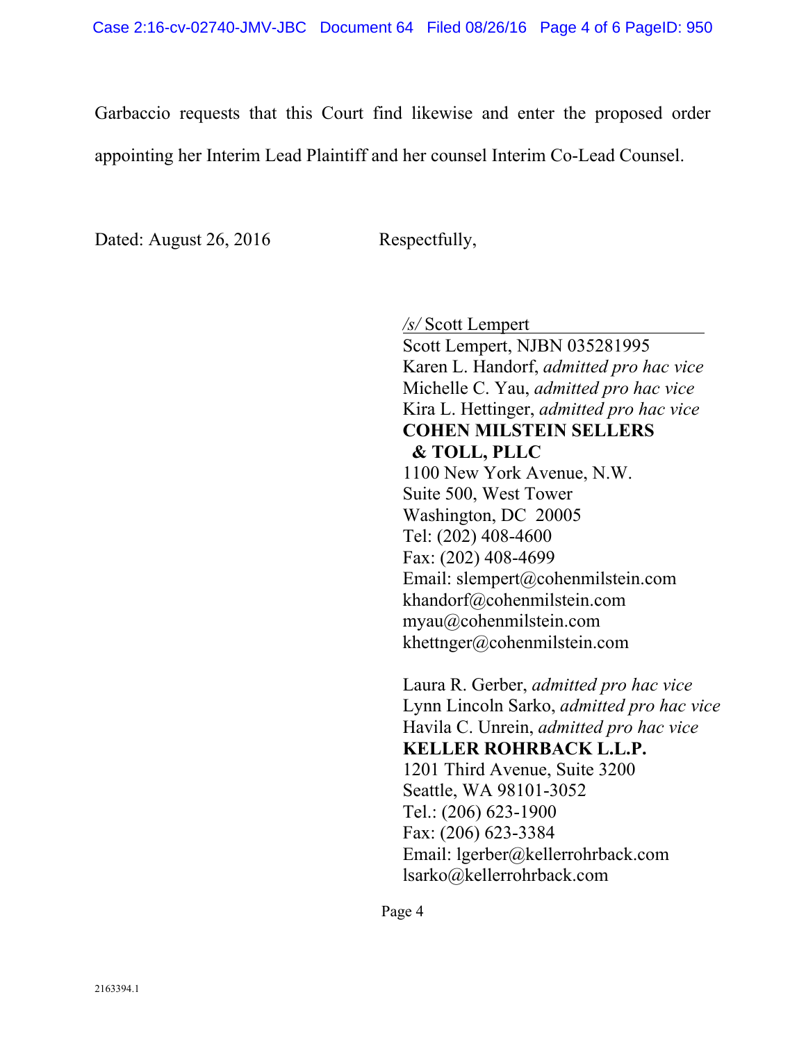Garbaccio requests that this Court find likewise and enter the proposed order appointing her Interim Lead Plaintiff and her counsel Interim Co-Lead Counsel.

Dated: August 26, 2016

Respectfully,

*/s/* Scott Lempert
Scott Lempert, NJBN 035281995
Karen L. Handorf, *admitted pro hac vice*
Michelle C. Yau, *admitted pro hac vice*
Kira L. Hettinger, *admitted pro hac vice*
**COHEN MILSTEIN SELLERS & TOLL, PLLC**
1100 New York Avenue, N.W.
Suite 500, West Tower
Washington, DC 20005
Tel: (202) 408-4600
Fax: (202) 408-4699
Email: slempert@cohenmilstein.com
khandorf@cohenmilstein.com
myau@cohenmilstein.com
khettnger@cohenmilstein.com

Laura R. Gerber, *admitted pro hac vice*
Lynn Lincoln Sarko, *admitted pro hac vice*
Havila C. Unrein, *admitted pro hac vice*
**KELLER ROHRBACK L.L.P.**
1201 Third Avenue, Suite 3200
Seattle, WA 98101-3052
Tel.: (206) 623-1900
Fax: (206) 623-3384
Email: lgerber@kellerrohrback.com
lsarko@kellerrohrback.com

2163394.1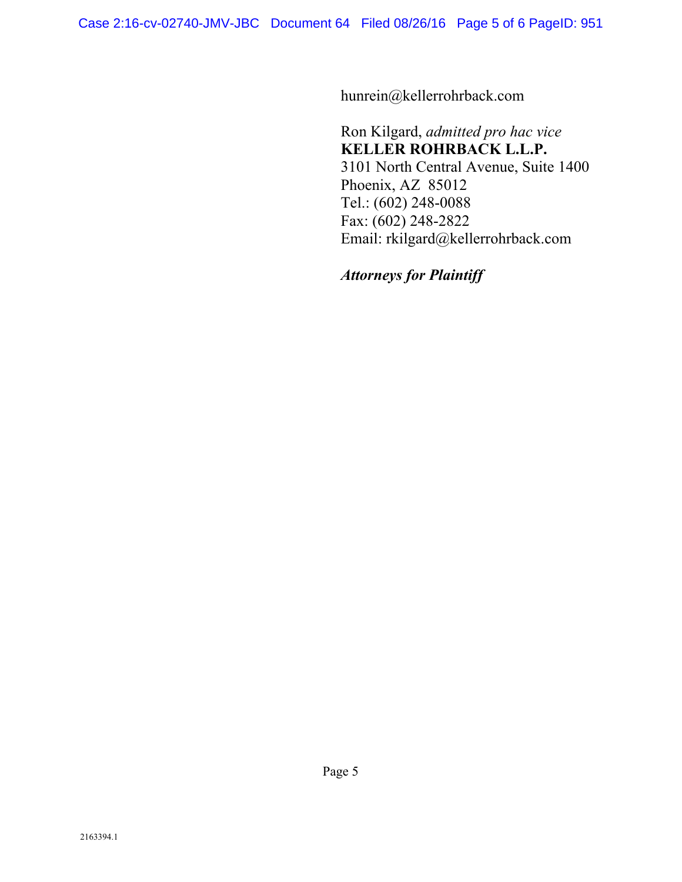hunrein@kellerrohrback.com

Ron Kilgard, *admitted pro hac vice*
**KELLER ROHRBACK L.L.P.**
3101 North Central Avenue, Suite 1400
Phoenix, AZ 85012
Tel.: (602) 248-0088
Fax: (602) 248-2822
Email: rkilgard@kellerrohrback.com

***Attorneys for Plaintiff***

2163394.1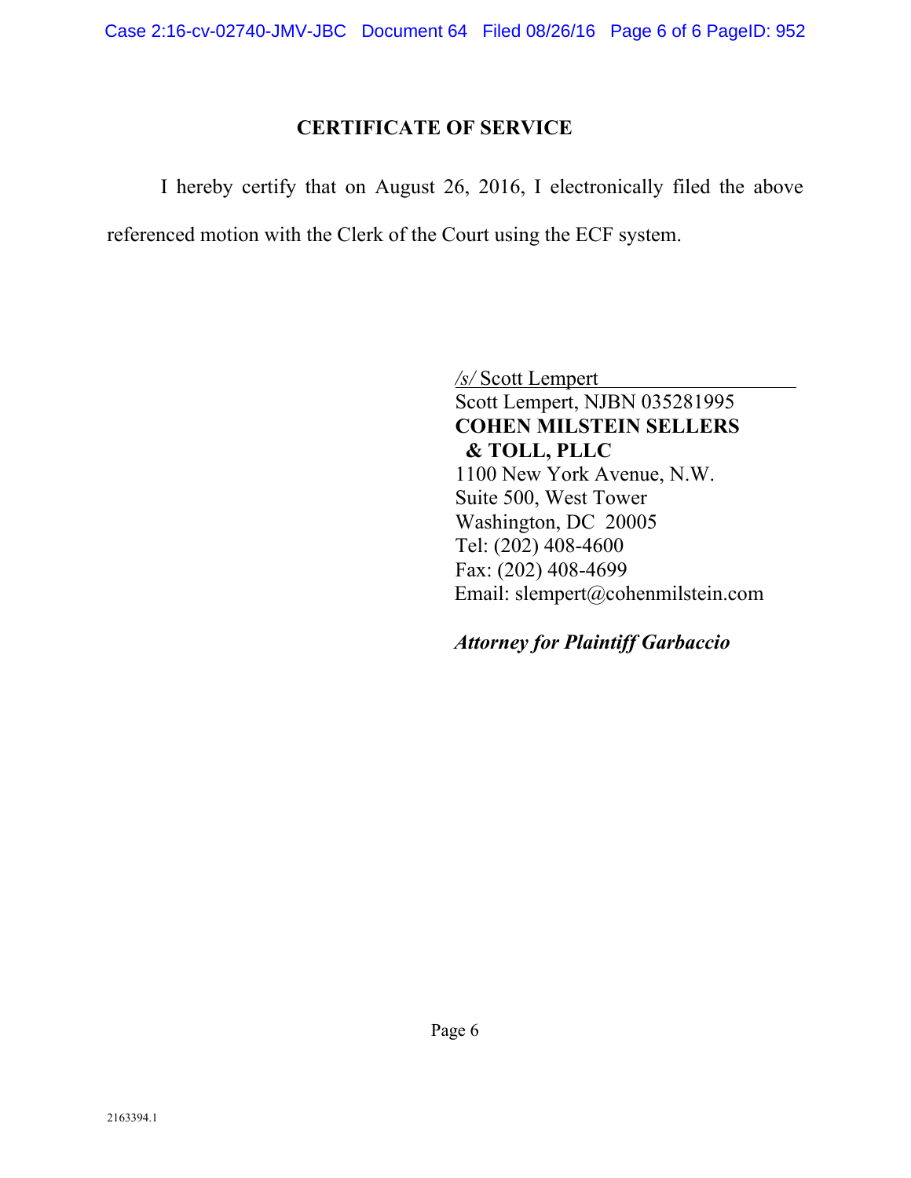# CERTIFICATE OF SERVICE

I hereby certify that on August 26, 2016, I electronically filed the above referenced motion with the Clerk of the Court using the ECF system.

*/s/* Scott Lempert
Scott Lempert, NJBN 035281995
**COHEN MILSTEIN SELLERS & TOLL, PLLC**
1100 New York Avenue, N.W.
Suite 500, West Tower
Washington, DC 20005
Tel: (202) 408-4600
Fax: (202) 408-4699
Email: slempert@cohenmilstein.com

***Attorney for Plaintiff Garbaccio***

2163394.1